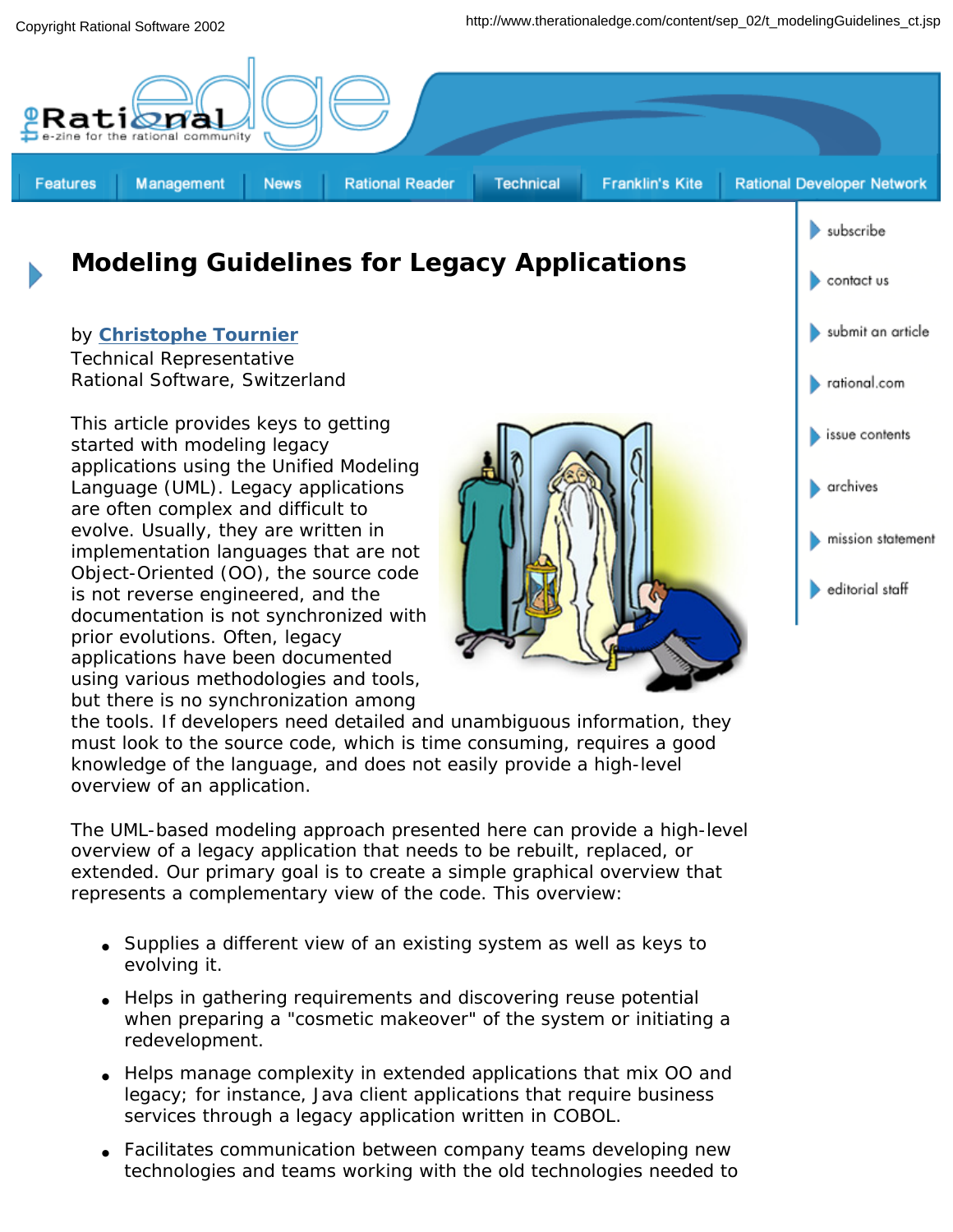# Modeling Guidelines for Legacy Applications

by **Christophe Tournier**
Technical Representative
Rational Software, Switzerland

This article provides keys to getting started with modeling legacy applications using the Unified Modeling Language (UML). Legacy applications are often complex and difficult to evolve. Usually, they are written in implementation languages that are not Object-Oriented (OO), the source code is not reverse engineered, and the documentation is not synchronized with prior evolutions. Often, legacy applications have been documented using various methodologies and tools, but there is no synchronization among the tools. If developers need detailed and unambiguous information, they must look to the source code, which is time consuming, requires a good knowledge of the language, and does not easily provide a high-level overview of an application.

The UML-based modeling approach presented here can provide a high-level overview of a legacy application that needs to be rebuilt, replaced, or extended. Our primary goal is to create a simple graphical overview that represents a complementary view of the code. This overview:

- Supplies a different view of an existing system as well as keys to evolving it.
- Helps in gathering requirements and discovering reuse potential when preparing a "cosmetic makeover" of the system or initiating a redevelopment.
- Helps manage complexity in extended applications that mix OO and legacy; for instance, Java client applications that require business services through a legacy application written in COBOL.
- Facilitates communication between company teams developing new technologies and teams working with the old technologies needed to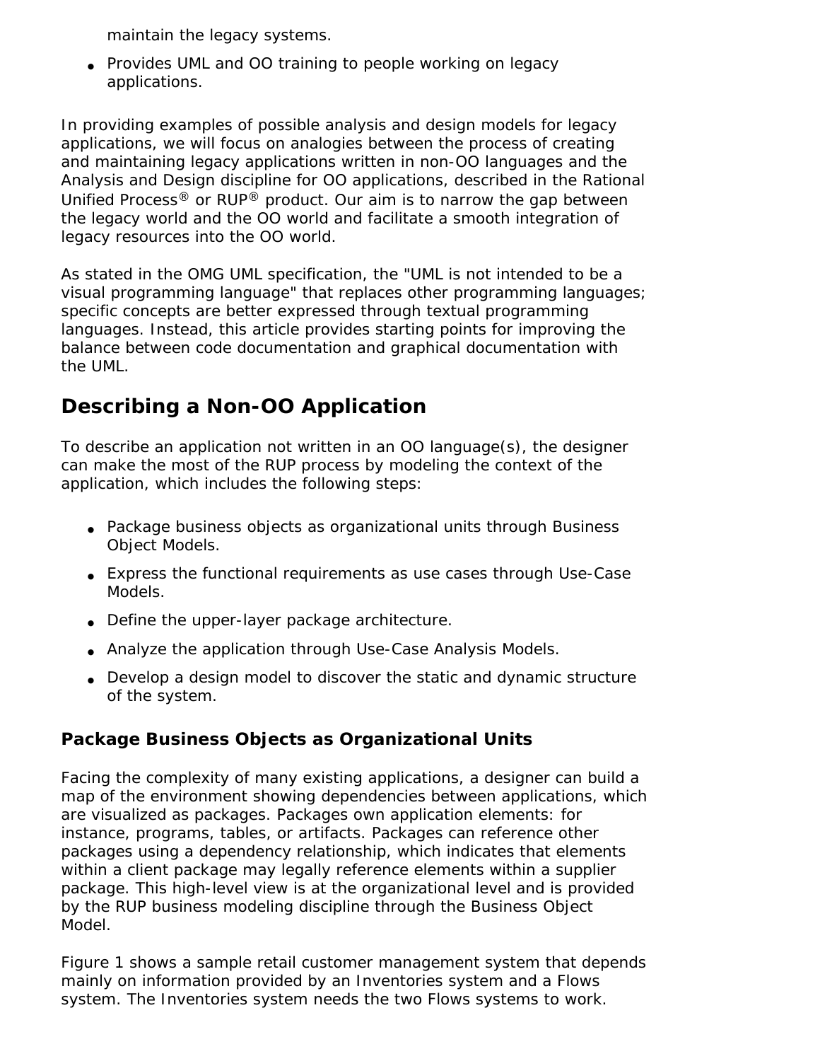maintain the legacy systems.

- Provides UML and OO training to people working on legacy applications.

In providing examples of possible analysis and design models for legacy applications, we will focus on analogies between the process of creating and maintaining legacy applications written in non-OO languages and the Analysis and Design discipline for OO applications, described in the Rational Unified Process® or RUP® product. Our aim is to narrow the gap between the legacy world and the OO world and facilitate a smooth integration of legacy resources into the OO world.

As stated in the OMG UML specification, the "UML is not intended to be a visual programming language" that replaces other programming languages; specific concepts are better expressed through textual programming languages. Instead, this article provides starting points for improving the balance between code documentation and graphical documentation with the UML.

## Describing a Non-OO Application

To describe an application not written in an OO language(s), the designer can make the most of the RUP process by modeling the context of the application, which includes the following steps:

- Package business objects as organizational units through Business Object Models.
- Express the functional requirements as use cases through Use-Case Models.
- Define the upper-layer package architecture.
- Analyze the application through Use-Case Analysis Models.
- Develop a design model to discover the static and dynamic structure of the system.

### Package Business Objects as Organizational Units

Facing the complexity of many existing applications, a designer can build a map of the environment showing dependencies between applications, which are visualized as packages. Packages own application elements: for instance, programs, tables, or artifacts. Packages can reference other packages using a dependency relationship, which indicates that elements within a client package may legally reference elements within a supplier package. This high-level view is at the organizational level and is provided by the RUP business modeling discipline through the Business Object Model.

Figure 1 shows a sample retail customer management system that depends mainly on information provided by an Inventories system and a Flows system. The Inventories system needs the two Flows systems to work.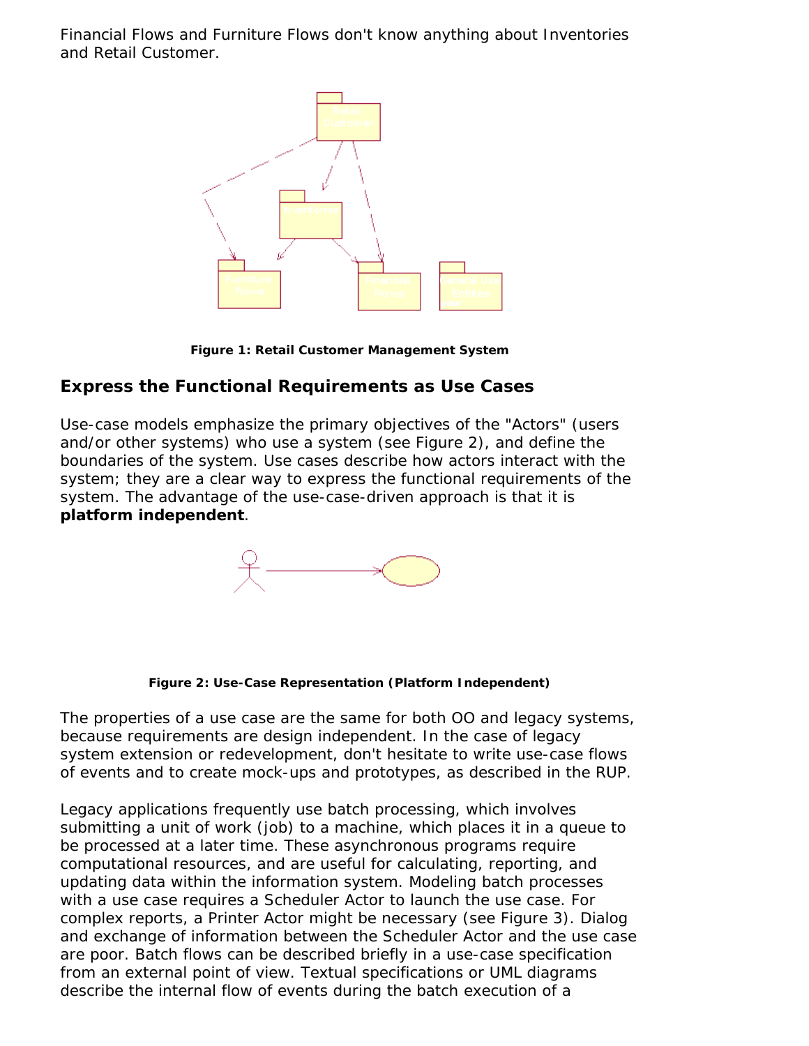Financial Flows and Furniture Flows don't know anything about Inventories and Retail Customer.

**Figure 1: Retail Customer Management System**

## Express the Functional Requirements as Use Cases

Use-case models emphasize the primary objectives of the "Actors" (users and/or other systems) who use a system (see Figure 2), and define the boundaries of the system. Use cases describe how actors interact with the system; they are a clear way to express the functional requirements of the system. The advantage of the use-case-driven approach is that it is **platform independent**.

**Figure 2: Use-Case Representation (Platform Independent)**

The properties of a use case are the same for both OO and legacy systems, because requirements are design independent. In the case of legacy system extension or redevelopment, don't hesitate to write use-case flows of events and to create mock-ups and prototypes, as described in the RUP.

Legacy applications frequently use batch processing, which involves submitting a unit of work (job) to a machine, which places it in a queue to be processed at a later time. These asynchronous programs require computational resources, and are useful for calculating, reporting, and updating data within the information system. Modeling batch processes with a use case requires a Scheduler Actor to launch the use case. For complex reports, a Printer Actor might be necessary (see Figure 3). Dialog and exchange of information between the Scheduler Actor and the use case are poor. Batch flows can be described briefly in a use-case specification from an external point of view. Textual specifications or UML diagrams describe the internal flow of events during the batch execution of a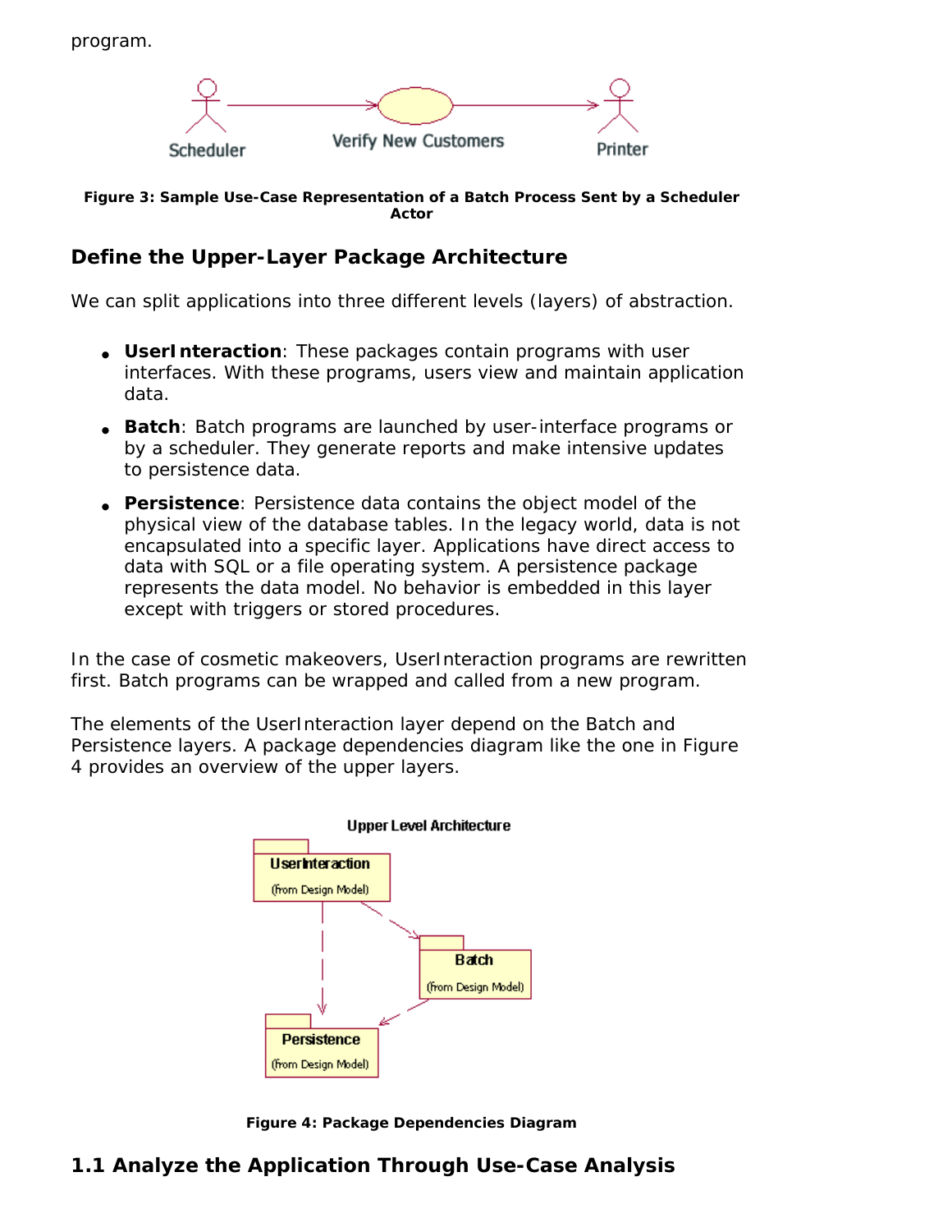program.

Figure 3: Sample Use-Case Representation of a Batch Process Sent by a Scheduler Actor

## Define the Upper-Layer Package Architecture

We can split applications into three different levels (layers) of abstraction.

- **UserInteraction**: These packages contain programs with user interfaces. With these programs, users view and maintain application data.
- **Batch**: Batch programs are launched by user-interface programs or by a scheduler. They generate reports and make intensive updates to persistence data.
- **Persistence**: Persistence data contains the object model of the physical view of the database tables. In the legacy world, data is not encapsulated into a specific layer. Applications have direct access to data with SQL or a file operating system. A persistence package represents the data model. No behavior is embedded in this layer except with triggers or stored procedures.

In the case of cosmetic makeovers, UserInteraction programs are rewritten first. Batch programs can be wrapped and called from a new program.

The elements of the UserInteraction layer depend on the Batch and Persistence layers. A package dependencies diagram like the one in Figure 4 provides an overview of the upper layers.

Figure 4: Package Dependencies Diagram

## 1.1 Analyze the Application Through Use-Case Analysis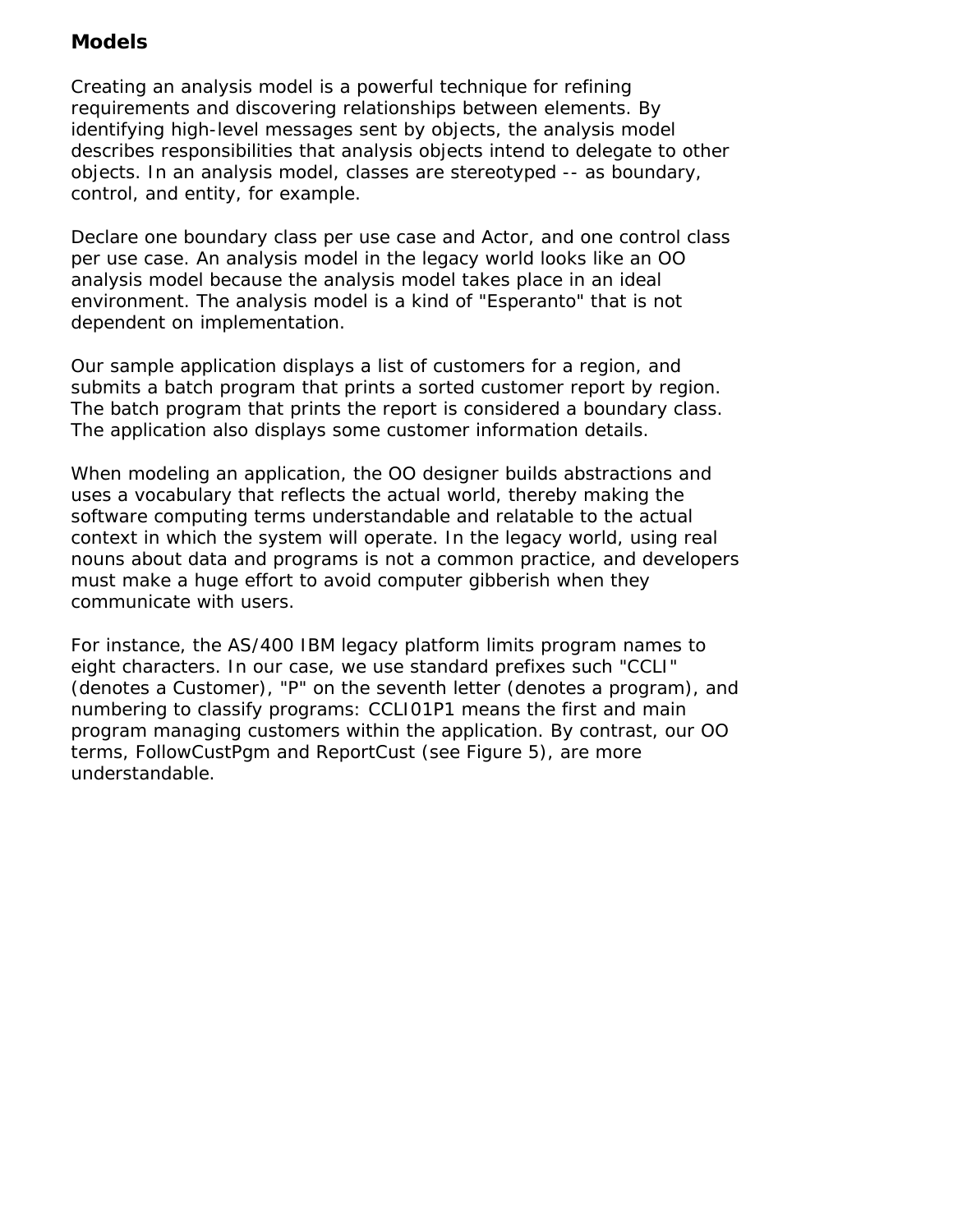## Models

Creating an analysis model is a powerful technique for refining requirements and discovering relationships between elements. By identifying high-level messages sent by objects, the analysis model describes responsibilities that analysis objects intend to delegate to other objects. In an analysis model, classes are stereotyped -- as boundary, control, and entity, for example.

Declare one boundary class per use case and Actor, and one control class per use case. An analysis model in the legacy world looks like an OO analysis model because the analysis model takes place in an ideal environment. The analysis model is a kind of "Esperanto" that is not dependent on implementation.

Our sample application displays a list of customers for a region, and submits a batch program that prints a sorted customer report by region. The batch program that prints the report is considered a boundary class. The application also displays some customer information details.

When modeling an application, the OO designer builds abstractions and uses a vocabulary that reflects the actual world, thereby making the software computing terms understandable and relatable to the actual context in which the system will operate. In the legacy world, using real nouns about data and programs is not a common practice, and developers must make a huge effort to avoid computer gibberish when they communicate with users.

For instance, the AS/400 IBM legacy platform limits program names to eight characters. In our case, we use standard prefixes such "CCLI" (denotes a Customer), "P" on the seventh letter (denotes a program), and numbering to classify programs: CCLI01P1 means the first and main program managing customers within the application. By contrast, our OO terms, FollowCustPgm and ReportCust (see Figure 5), are more understandable.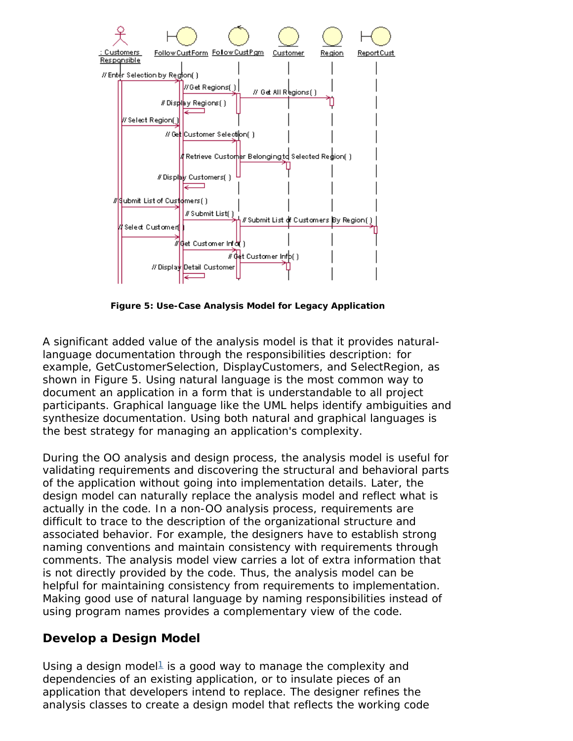**Figure 5: Use-Case Analysis Model for Legacy Application**

A significant added value of the analysis model is that it provides natural-language documentation through the responsibilities description: for example, GetCustomerSelection, DisplayCustomers, and SelectRegion, as shown in Figure 5. Using natural language is the most common way to document an application in a form that is understandable to all project participants. Graphical language like the UML helps identify ambiguities and synthesize documentation. Using both natural and graphical languages is the best strategy for managing an application's complexity.

During the OO analysis and design process, the analysis model is useful for validating requirements and discovering the structural and behavioral parts of the application without going into implementation details. Later, the design model can naturally replace the analysis model and reflect what is actually in the code. In a non-OO analysis process, requirements are difficult to trace to the description of the organizational structure and associated behavior. For example, the designers have to establish strong naming conventions and maintain consistency with requirements through comments. The analysis model view carries a lot of extra information that is not directly provided by the code. Thus, the analysis model can be helpful for maintaining consistency from requirements to implementation. Making good use of natural language by naming responsibilities instead of using program names provides a complementary view of the code.

## Develop a Design Model

Using a design model[1] is a good way to manage the complexity and dependencies of an existing application, or to insulate pieces of an application that developers intend to replace. The designer refines the analysis classes to create a design model that reflects the working code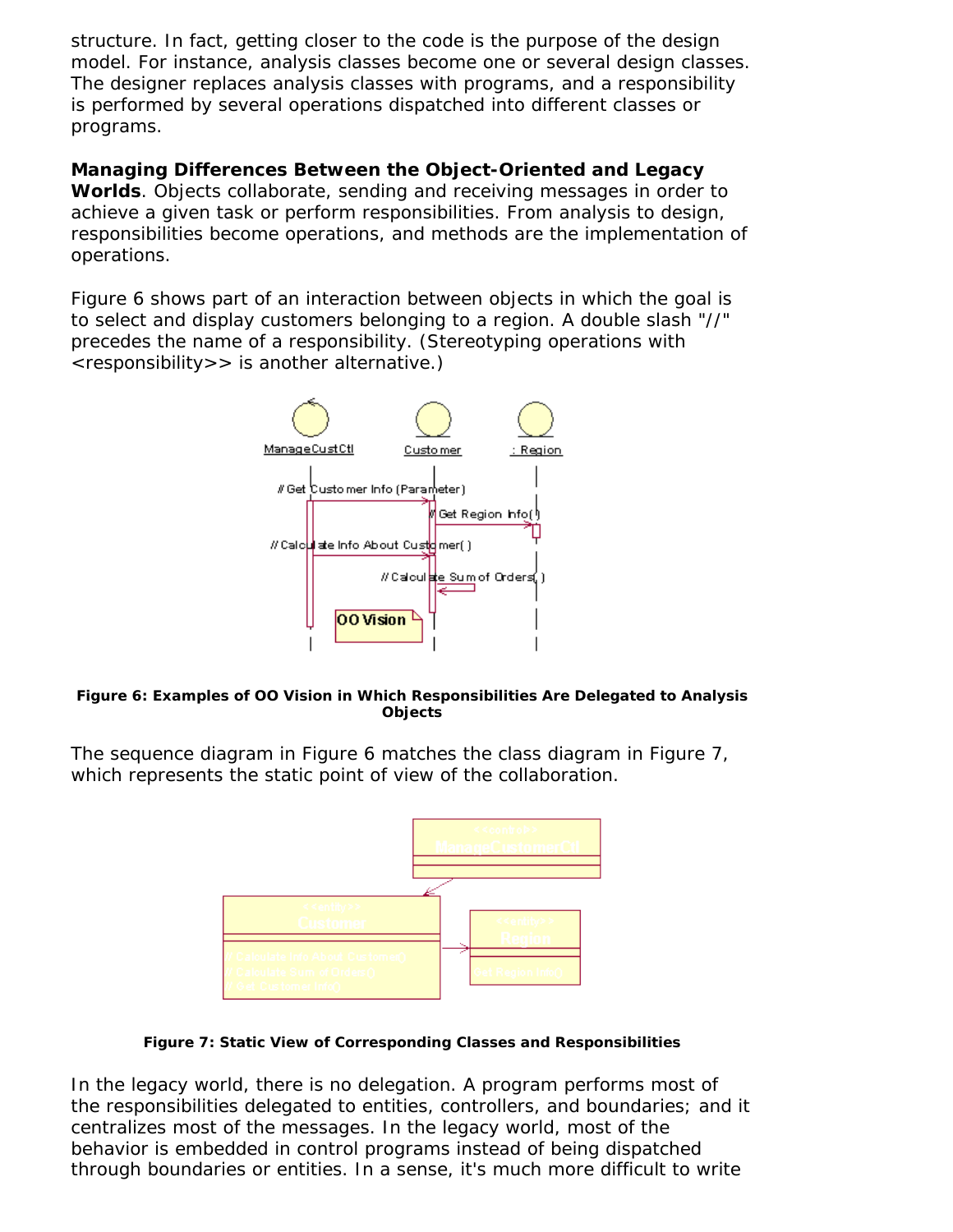structure. In fact, getting closer to the code is the purpose of the design model. For instance, analysis classes become one or several design classes. The designer replaces analysis classes with programs, and a responsibility is performed by several operations dispatched into different classes or programs.

**Managing Differences Between the Object-Oriented and Legacy Worlds**. Objects collaborate, sending and receiving messages in order to achieve a given task or perform responsibilities. From analysis to design, responsibilities become operations, and methods are the implementation of operations.

Figure 6 shows part of an interaction between objects in which the goal is to select and display customers belonging to a region. A double slash "//" precedes the name of a responsibility. (Stereotyping operations with <responsibility>> is another alternative.)

**Figure 6: Examples of OO Vision in Which Responsibilities Are Delegated to Analysis Objects**

The sequence diagram in Figure 6 matches the class diagram in Figure 7, which represents the static point of view of the collaboration.

**Figure 7: Static View of Corresponding Classes and Responsibilities**

In the legacy world, there is no delegation. A program performs most of the responsibilities delegated to entities, controllers, and boundaries; and it centralizes most of the messages. In the legacy world, most of the behavior is embedded in control programs instead of being dispatched through boundaries or entities. In a sense, it's much more difficult to write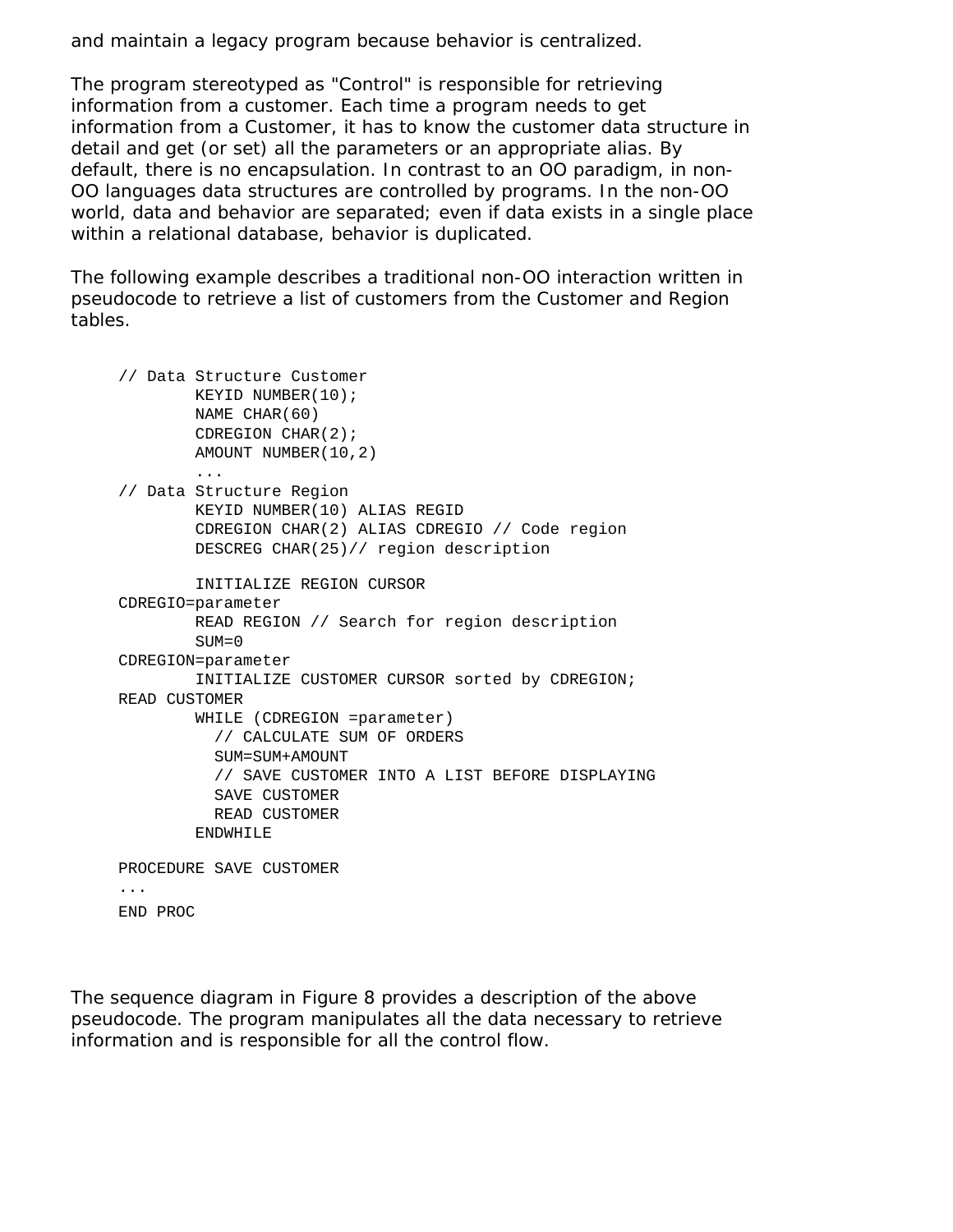and maintain a legacy program because behavior is centralized.

The program stereotyped as "Control" is responsible for retrieving information from a customer. Each time a program needs to get information from a Customer, it has to know the customer data structure in detail and get (or set) all the parameters or an appropriate alias. By default, there is no encapsulation. In contrast to an OO paradigm, in non-OO languages data structures are controlled by programs. In the non-OO world, data and behavior are separated; even if data exists in a single place within a relational database, behavior is duplicated.

The following example describes a traditional non-OO interaction written in pseudocode to retrieve a list of customers from the Customer and Region tables.

```
// Data Structure Customer
        KEYID NUMBER(10);
        NAME CHAR(60)
        CDREGION CHAR(2);
        AMOUNT NUMBER(10,2)
        ...
// Data Structure Region
        KEYID NUMBER(10) ALIAS REGID
        CDREGION CHAR(2) ALIAS CDREGIO // Code region
        DESCREG CHAR(25)// region description

        INITIALIZE REGION CURSOR
CDREGIO=parameter
        READ REGION // Search for region description
        SUM=0
CDREGION=parameter
        INITIALIZE CUSTOMER CURSOR sorted by CDREGION;
READ CUSTOMER
        WHILE (CDREGION =parameter)
          // CALCULATE SUM OF ORDERS
          SUM=SUM+AMOUNT
          // SAVE CUSTOMER INTO A LIST BEFORE DISPLAYING
          SAVE CUSTOMER
          READ CUSTOMER
        ENDWHILE

PROCEDURE SAVE CUSTOMER
...
END PROC
```

The sequence diagram in Figure 8 provides a description of the above pseudocode. The program manipulates all the data necessary to retrieve information and is responsible for all the control flow.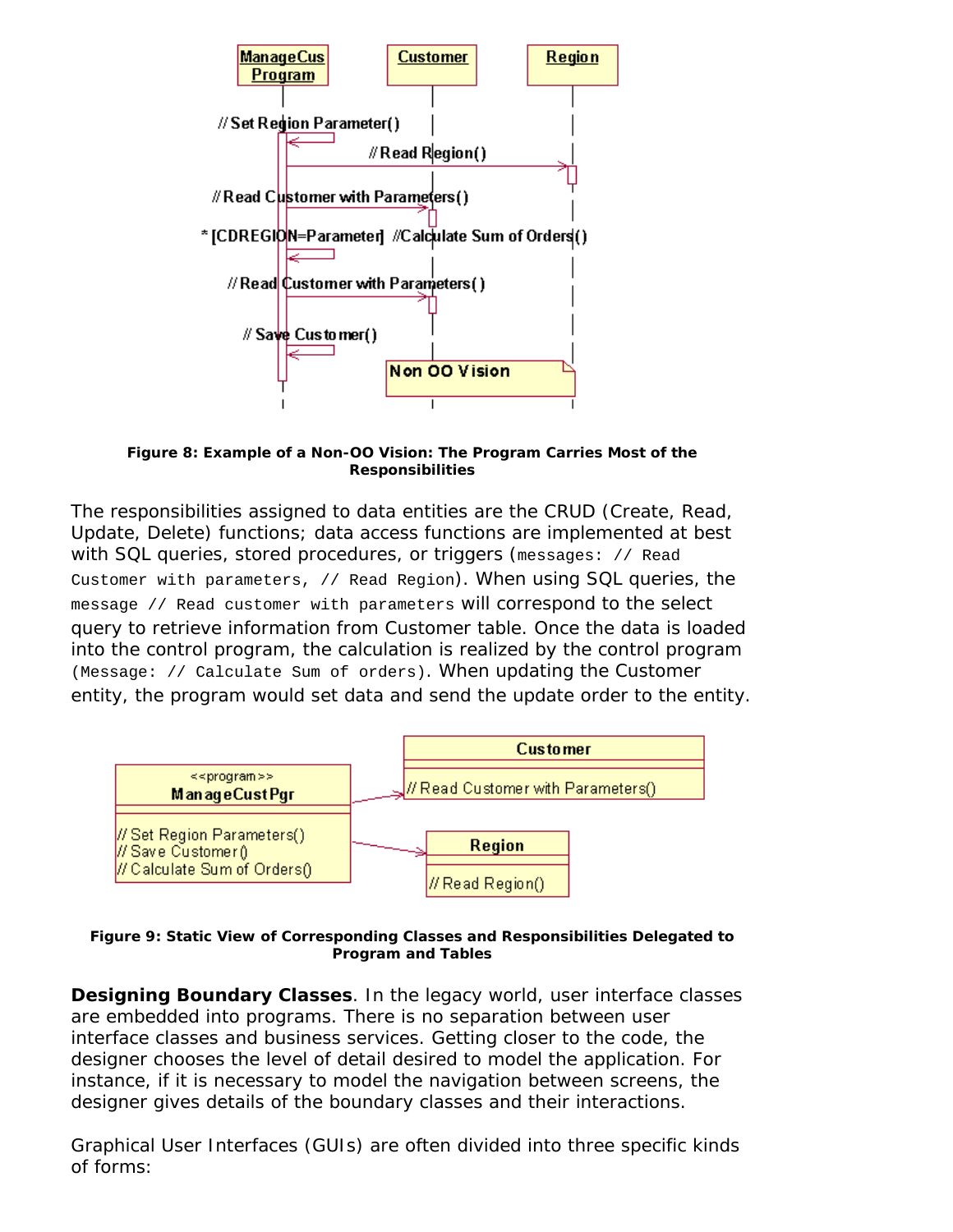Figure 8: Example of a Non-OO Vision: The Program Carries Most of the Responsibilities

The responsibilities assigned to data entities are the CRUD (Create, Read, Update, Delete) functions; data access functions are implemented at best with SQL queries, stored procedures, or triggers (`messages: // Read Customer with parameters, // Read Region`). When using SQL queries, the `message // Read customer with parameters` will correspond to the select query to retrieve information from Customer table. Once the data is loaded into the control program, the calculation is realized by the control program (`Message: // Calculate Sum of orders`). When updating the Customer entity, the program would set data and send the update order to the entity.

Figure 9: Static View of Corresponding Classes and Responsibilities Delegated to Program and Tables

**Designing Boundary Classes**. In the legacy world, user interface classes are embedded into programs. There is no separation between user interface classes and business services. Getting closer to the code, the designer chooses the level of detail desired to model the application. For instance, if it is necessary to model the navigation between screens, the designer gives details of the boundary classes and their interactions.

Graphical User Interfaces (GUIs) are often divided into three specific kinds of forms: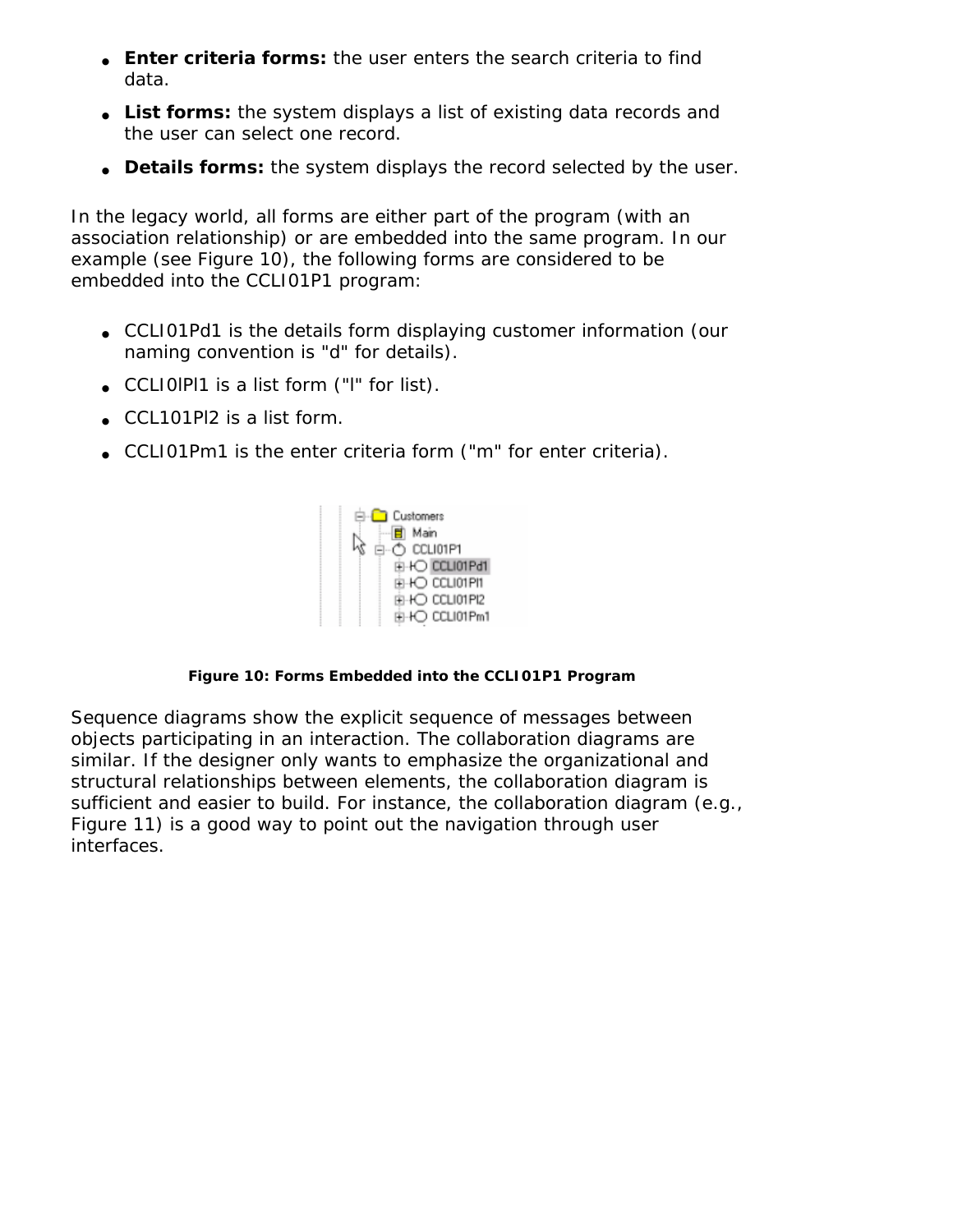- **Enter criteria forms:** the user enters the search criteria to find data.
- **List forms:** the system displays a list of existing data records and the user can select one record.
- **Details forms:** the system displays the record selected by the user.

In the legacy world, all forms are either part of the program (with an association relationship) or are embedded into the same program. In our example (see Figure 10), the following forms are considered to be embedded into the CCLI01P1 program:

- CCLI01Pd1 is the details form displaying customer information (our naming convention is "d" for details).
- CCLI0lPl1 is a list form ("l" for list).
- CCL101Pl2 is a list form.
- CCLI01Pm1 is the enter criteria form ("m" for enter criteria).

**Figure 10: Forms Embedded into the CCLI01P1 Program**

Sequence diagrams show the explicit sequence of messages between objects participating in an interaction. The collaboration diagrams are similar. If the designer only wants to emphasize the organizational and structural relationships between elements, the collaboration diagram is sufficient and easier to build. For instance, the collaboration diagram (e.g., Figure 11) is a good way to point out the navigation through user interfaces.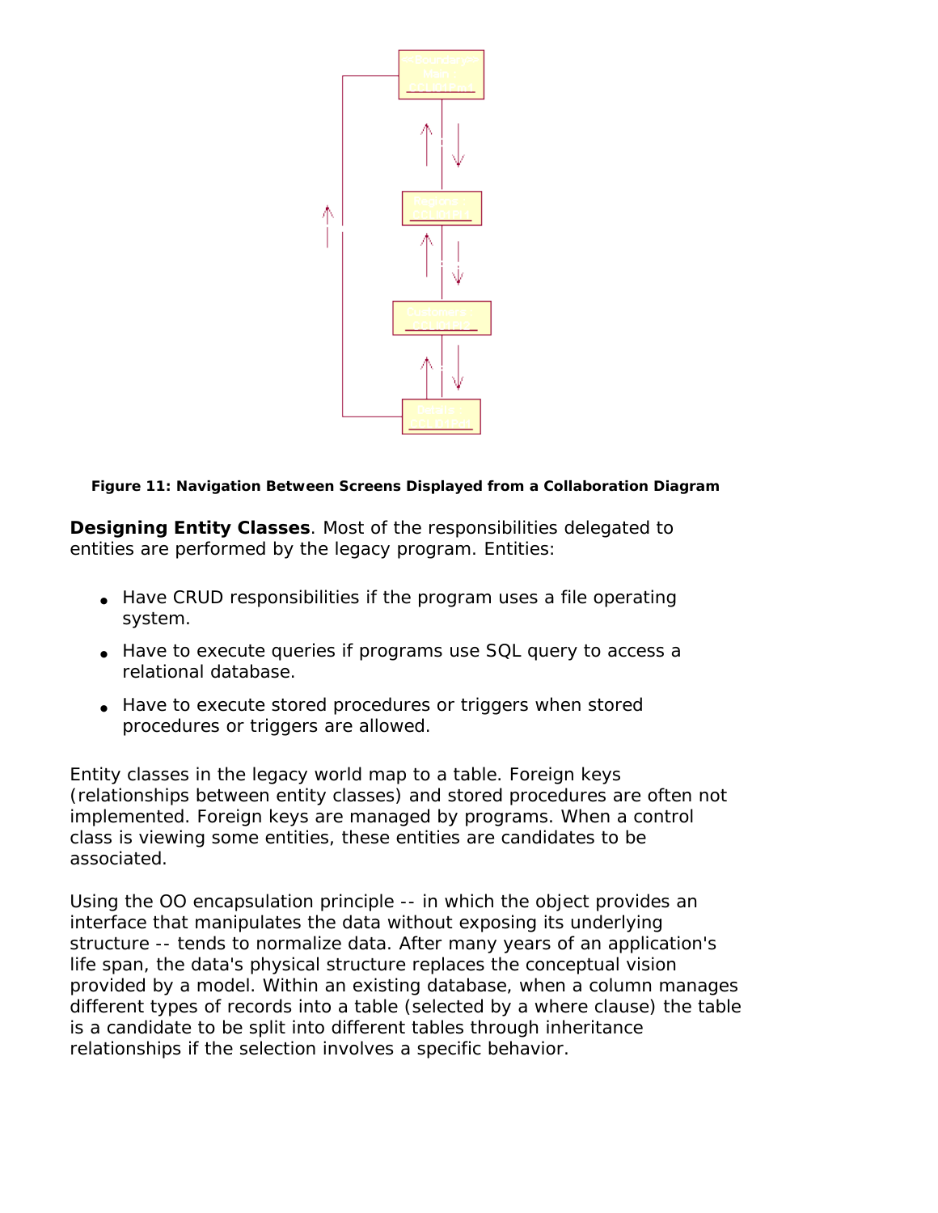**Figure 11: Navigation Between Screens Displayed from a Collaboration Diagram**

**Designing Entity Classes**. Most of the responsibilities delegated to entities are performed by the legacy program. Entities:

- Have CRUD responsibilities if the program uses a file operating system.
- Have to execute queries if programs use SQL query to access a relational database.
- Have to execute stored procedures or triggers when stored procedures or triggers are allowed.

Entity classes in the legacy world map to a table. Foreign keys (relationships between entity classes) and stored procedures are often not implemented. Foreign keys are managed by programs. When a control class is viewing some entities, these entities are candidates to be associated.

Using the OO encapsulation principle -- in which the object provides an interface that manipulates the data without exposing its underlying structure -- tends to normalize data. After many years of an application's life span, the data's physical structure replaces the conceptual vision provided by a model. Within an existing database, when a column manages different types of records into a table (selected by a where clause) the table is a candidate to be split into different tables through inheritance relationships if the selection involves a specific behavior.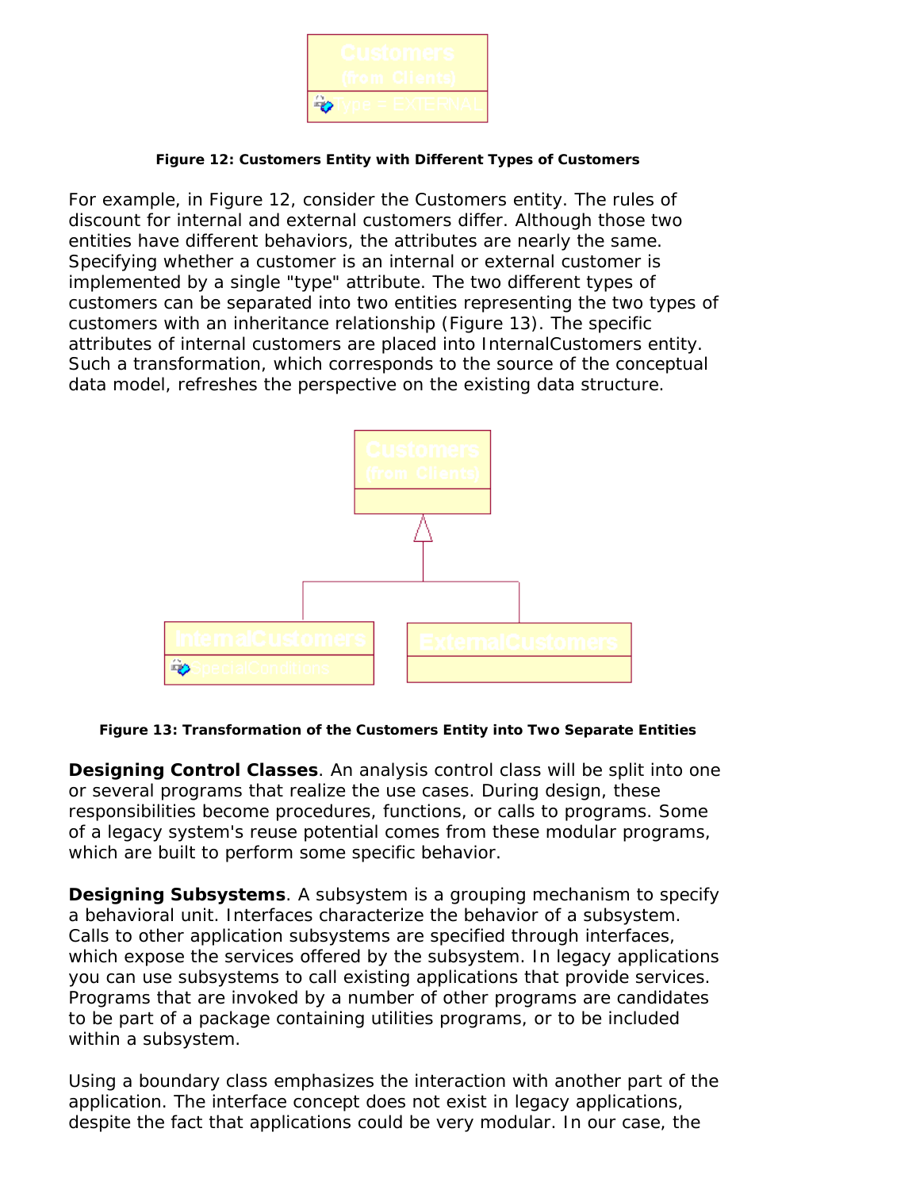**Figure 12: Customers Entity with Different Types of Customers**

For example, in Figure 12, consider the Customers entity. The rules of discount for internal and external customers differ. Although those two entities have different behaviors, the attributes are nearly the same. Specifying whether a customer is an internal or external customer is implemented by a single "type" attribute. The two different types of customers can be separated into two entities representing the two types of customers with an inheritance relationship (Figure 13). The specific attributes of internal customers are placed into InternalCustomers entity. Such a transformation, which corresponds to the source of the conceptual data model, refreshes the perspective on the existing data structure.

**Figure 13: Transformation of the Customers Entity into Two Separate Entities**

**Designing Control Classes**. An analysis control class will be split into one or several programs that realize the use cases. During design, these responsibilities become procedures, functions, or calls to programs. Some of a legacy system's reuse potential comes from these modular programs, which are built to perform some specific behavior.

**Designing Subsystems**. A subsystem is a grouping mechanism to specify a behavioral unit. Interfaces characterize the behavior of a subsystem. Calls to other application subsystems are specified through interfaces, which expose the services offered by the subsystem. In legacy applications you can use subsystems to call existing applications that provide services. Programs that are invoked by a number of other programs are candidates to be part of a package containing utilities programs, or to be included within a subsystem.

Using a boundary class emphasizes the interaction with another part of the application. The interface concept does not exist in legacy applications, despite the fact that applications could be very modular. In our case, the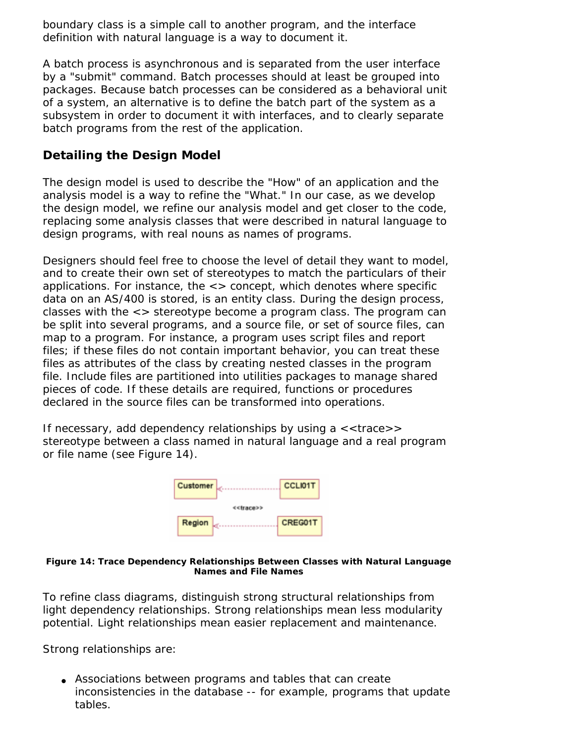boundary class is a simple call to another program, and the interface definition with natural language is a way to document it.

A batch process is asynchronous and is separated from the user interface by a "submit" command. Batch processes should at least be grouped into packages. Because batch processes can be considered as a behavioral unit of a system, an alternative is to define the batch part of the system as a subsystem in order to document it with interfaces, and to clearly separate batch programs from the rest of the application.

## Detailing the Design Model

The design model is used to describe the "How" of an application and the analysis model is a way to refine the "What." In our case, as we develop the design model, we refine our analysis model and get closer to the code, replacing some analysis classes that were described in natural language to design programs, with real nouns as names of programs.

Designers should feel free to choose the level of detail they want to model, and to create their own set of stereotypes to match the particulars of their applications. For instance, the <> concept, which denotes where specific data on an AS/400 is stored, is an entity class. During the design process, classes with the <> stereotype become a program class. The program can be split into several programs, and a source file, or set of source files, can map to a program. For instance, a program uses script files and report files; if these files do not contain important behavior, you can treat these files as attributes of the class by creating nested classes in the program file. Include files are partitioned into utilities packages to manage shared pieces of code. If these details are required, functions or procedures declared in the source files can be transformed into operations.

If necessary, add dependency relationships by using a <<trace>> stereotype between a class named in natural language and a real program or file name (see Figure 14).

**Figure 14: Trace Dependency Relationships Between Classes with Natural Language Names and File Names**

To refine class diagrams, distinguish strong structural relationships from light dependency relationships. Strong relationships mean less modularity potential. Light relationships mean easier replacement and maintenance.

Strong relationships are:

- Associations between programs and tables that can create inconsistencies in the database -- for example, programs that update tables.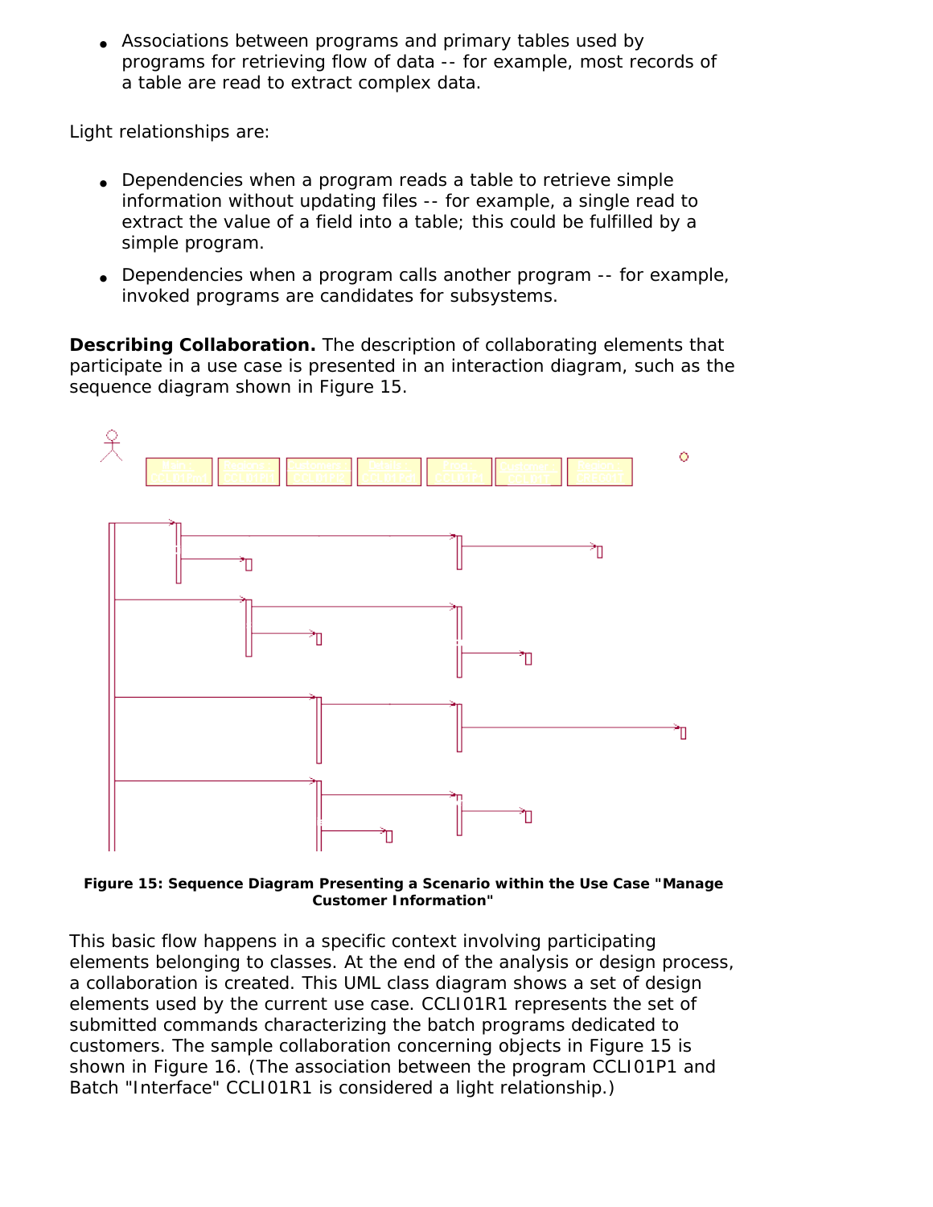- Associations between programs and primary tables used by programs for retrieving flow of data -- for example, most records of a table are read to extract complex data.

Light relationships are:

- Dependencies when a program reads a table to retrieve simple information without updating files -- for example, a single read to extract the value of a field into a table; this could be fulfilled by a simple program.
- Dependencies when a program calls another program -- for example, invoked programs are candidates for subsystems.

**Describing Collaboration.** The description of collaborating elements that participate in a use case is presented in an interaction diagram, such as the sequence diagram shown in Figure 15.

**Figure 15: Sequence Diagram Presenting a Scenario within the Use Case "Manage Customer Information"**

This basic flow happens in a specific context involving participating elements belonging to classes. At the end of the analysis or design process, a collaboration is created. This UML class diagram shows a set of design elements used by the current use case. CCLI01R1 represents the set of submitted commands characterizing the batch programs dedicated to customers. The sample collaboration concerning objects in Figure 15 is shown in Figure 16. (The association between the program CCLI01P1 and Batch "Interface" CCLI01R1 is considered a light relationship.)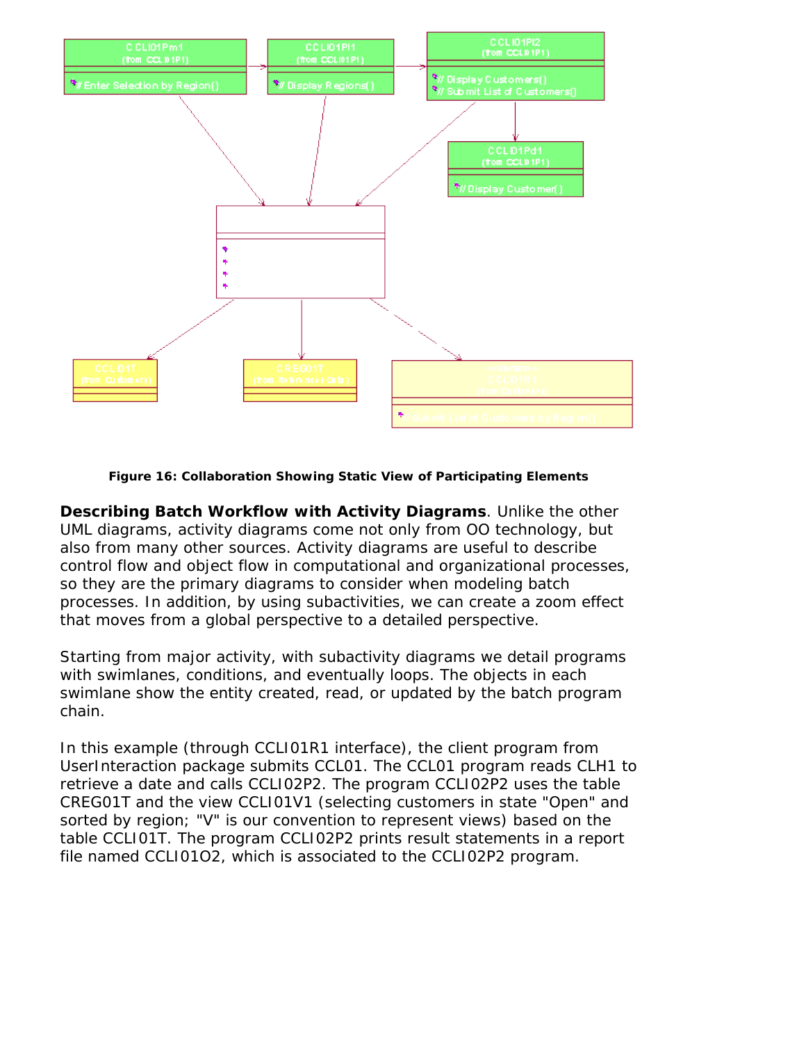**Figure 16: Collaboration Showing Static View of Participating Elements**

**Describing Batch Workflow with Activity Diagrams**. Unlike the other UML diagrams, activity diagrams come not only from OO technology, but also from many other sources. Activity diagrams are useful to describe control flow and object flow in computational and organizational processes, so they are the primary diagrams to consider when modeling batch processes. In addition, by using subactivities, we can create a zoom effect that moves from a global perspective to a detailed perspective.

Starting from major activity, with subactivity diagrams we detail programs with swimlanes, conditions, and eventually loops. The objects in each swimlane show the entity created, read, or updated by the batch program chain.

In this example (through CCLI01R1 interface), the client program from UserInteraction package submits CCL01. The CCL01 program reads CLH1 to retrieve a date and calls CCLI02P2. The program CCLI02P2 uses the table CREG01T and the view CCLI01V1 (selecting customers in state "Open" and sorted by region; "V" is our convention to represent views) based on the table CCLI01T. The program CCLI02P2 prints result statements in a report file named CCLI01O2, which is associated to the CCLI02P2 program.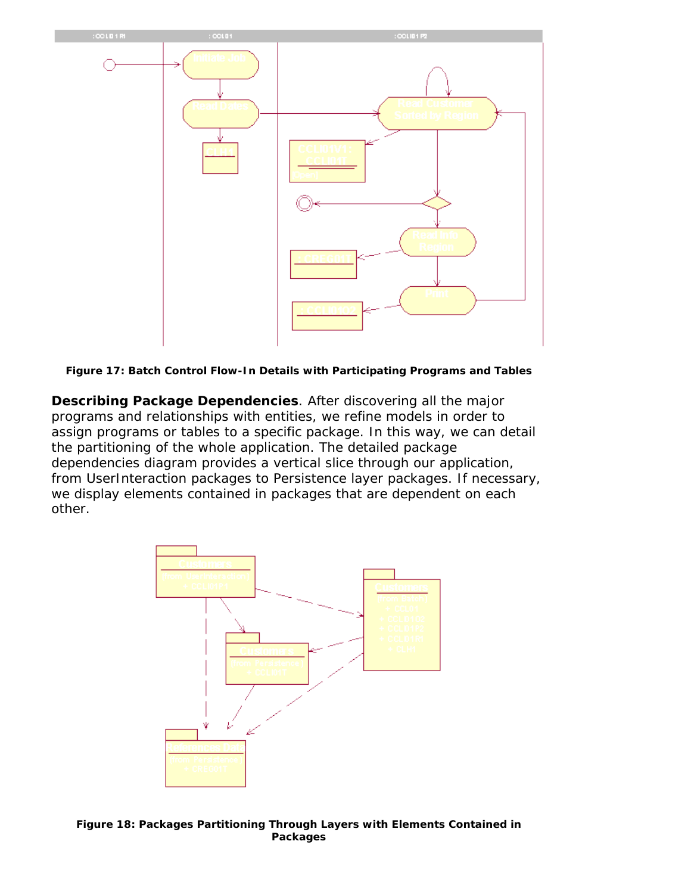Figure 17: Batch Control Flow-In Details with Participating Programs and Tables

**Describing Package Dependencies**. After discovering all the major programs and relationships with entities, we refine models in order to assign programs or tables to a specific package. In this way, we can detail the partitioning of the whole application. The detailed package dependencies diagram provides a vertical slice through our application, from UserInteraction packages to Persistence layer packages. If necessary, we display elements contained in packages that are dependent on each other.

Figure 18: Packages Partitioning Through Layers with Elements Contained in Packages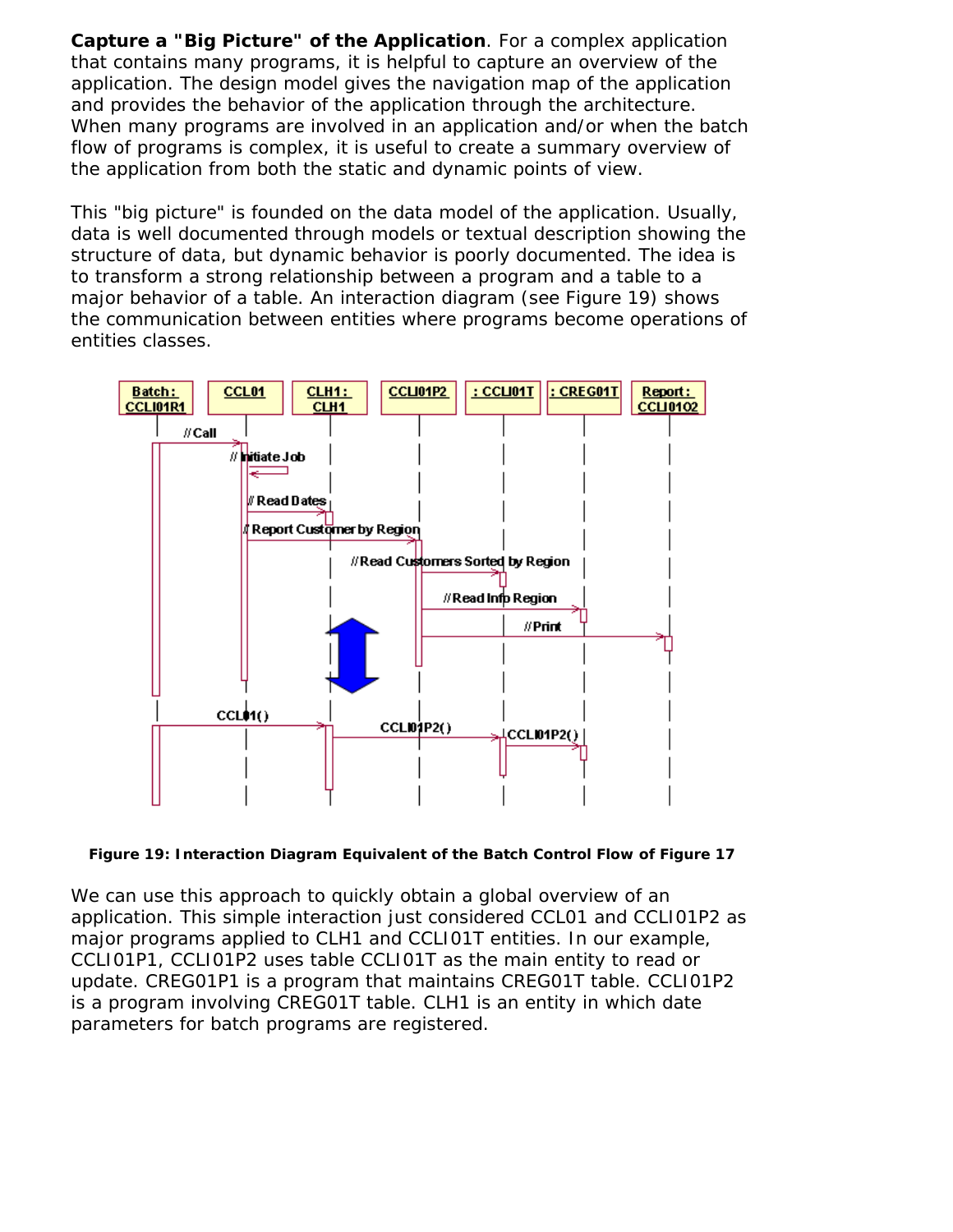**Capture a "Big Picture" of the Application**. For a complex application that contains many programs, it is helpful to capture an overview of the application. The design model gives the navigation map of the application and provides the behavior of the application through the architecture. When many programs are involved in an application and/or when the batch flow of programs is complex, it is useful to create a summary overview of the application from both the static and dynamic points of view.

This "big picture" is founded on the data model of the application. Usually, data is well documented through models or textual description showing the structure of data, but dynamic behavior is poorly documented. The idea is to transform a strong relationship between a program and a table to a major behavior of a table. An interaction diagram (see Figure 19) shows the communication between entities where programs become operations of entities classes.

**Figure 19: Interaction Diagram Equivalent of the Batch Control Flow of Figure 17**

We can use this approach to quickly obtain a global overview of an application. This simple interaction just considered CCL01 and CCLI01P2 as major programs applied to CLH1 and CCLI01T entities. In our example, CCLI01P1, CCLI01P2 uses table CCLI01T as the main entity to read or update. CREG01P1 is a program that maintains CREG01T table. CCLI01P2 is a program involving CREG01T table. CLH1 is an entity in which date parameters for batch programs are registered.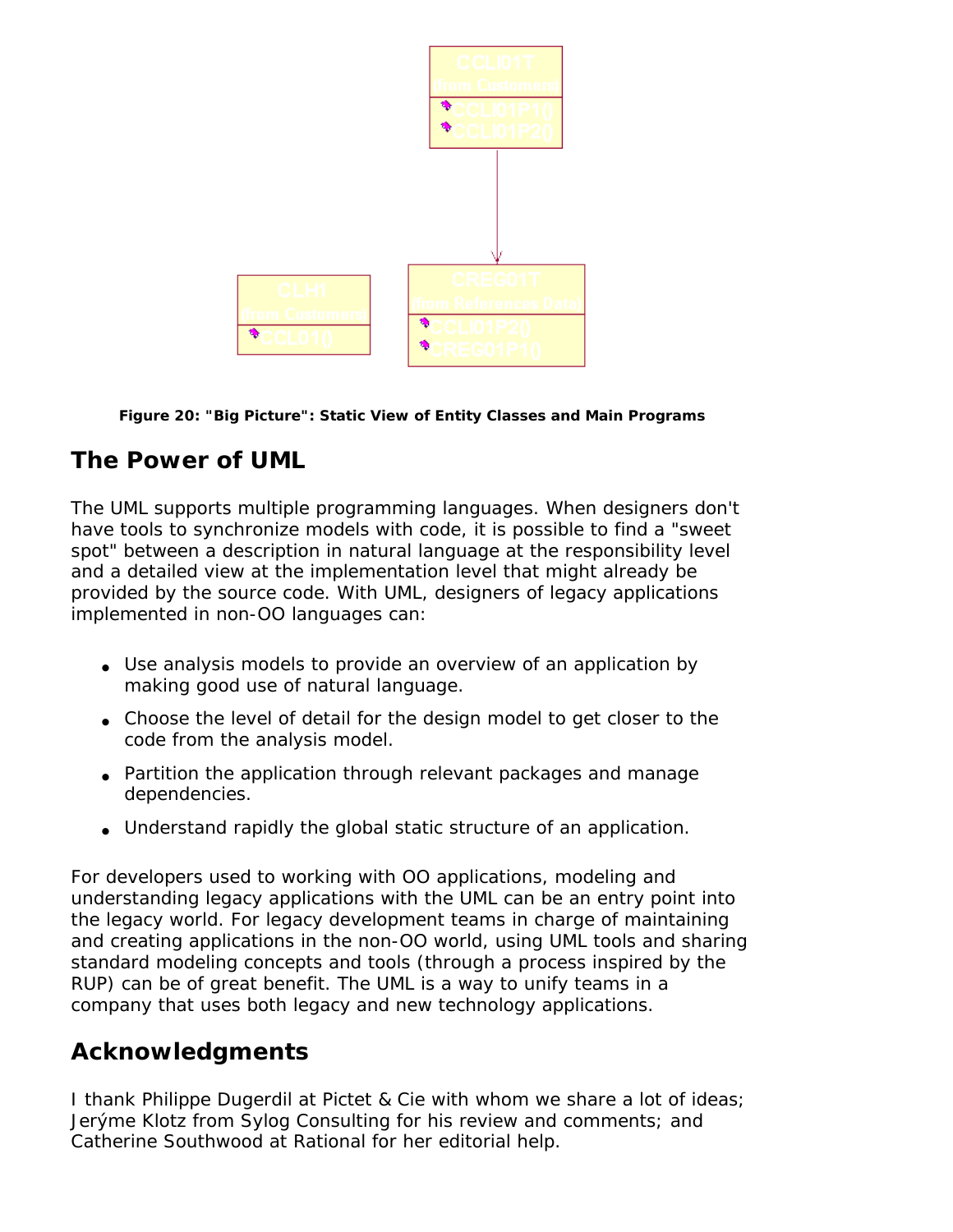Figure 20: "Big Picture": Static View of Entity Classes and Main Programs

## The Power of UML

The UML supports multiple programming languages. When designers don't have tools to synchronize models with code, it is possible to find a "sweet spot" between a description in natural language at the responsibility level and a detailed view at the implementation level that might already be provided by the source code. With UML, designers of legacy applications implemented in non-OO languages can:

- Use analysis models to provide an overview of an application by making good use of natural language.
- Choose the level of detail for the design model to get closer to the code from the analysis model.
- Partition the application through relevant packages and manage dependencies.
- Understand rapidly the global static structure of an application.

For developers used to working with OO applications, modeling and understanding legacy applications with the UML can be an entry point into the legacy world. For legacy development teams in charge of maintaining and creating applications in the non-OO world, using UML tools and sharing standard modeling concepts and tools (through a process inspired by the RUP) can be of great benefit. The UML is a way to unify teams in a company that uses both legacy and new technology applications.

## Acknowledgments

I thank Philippe Dugerdil at Pictet & Cie with whom we share a lot of ideas; Jerýme Klotz from Sylog Consulting for his review and comments; and Catherine Southwood at Rational for her editorial help.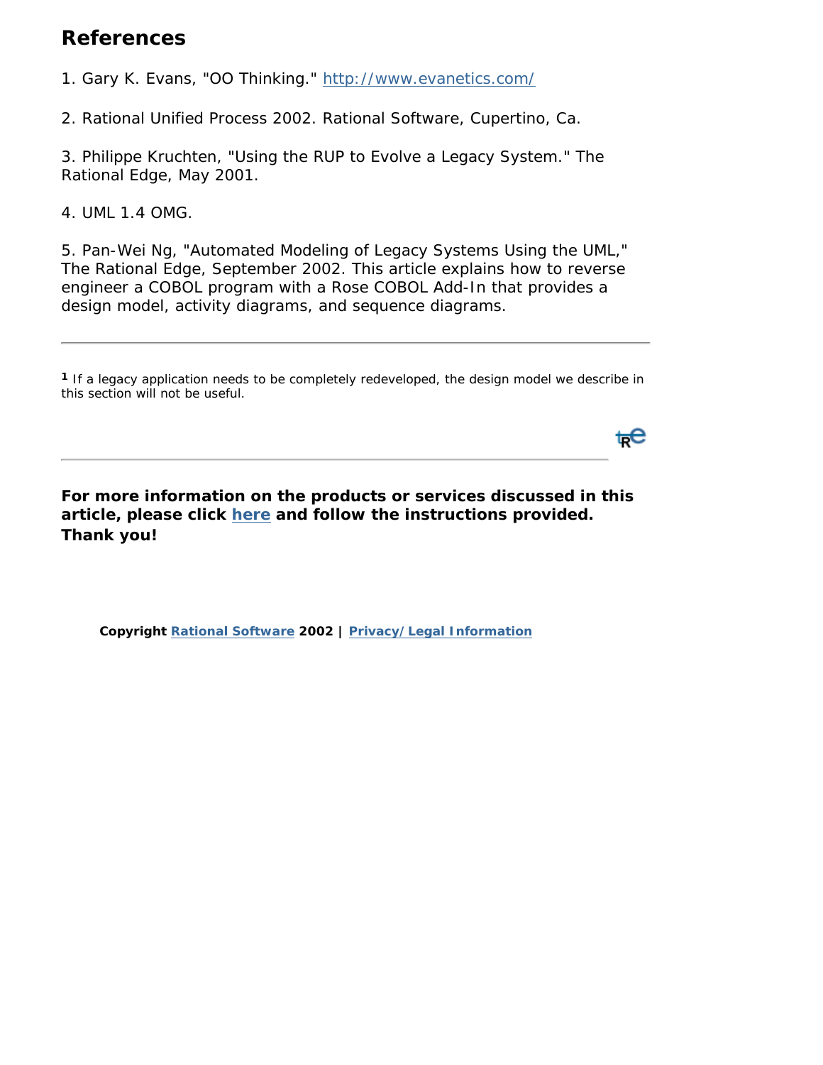## References

1. Gary K. Evans, "OO Thinking." http://www.evanetics.com/

2. Rational Unified Process 2002. Rational Software, Cupertino, Ca.

3. Philippe Kruchten, "Using the RUP to Evolve a Legacy System." The Rational Edge, May 2001.

4. UML 1.4 OMG.

5. Pan-Wei Ng, "Automated Modeling of Legacy Systems Using the UML," The Rational Edge, September 2002. This article explains how to reverse engineer a COBOL program with a Rose COBOL Add-In that provides a design model, activity diagrams, and sequence diagrams.

---

[1] If a legacy application needs to be completely redeveloped, the design model we describe in this section will not be useful.

---

**For more information on the products or services discussed in this article, please click here and follow the instructions provided. Thank you!**

**Copyright Rational Software 2002 | Privacy/Legal Information**